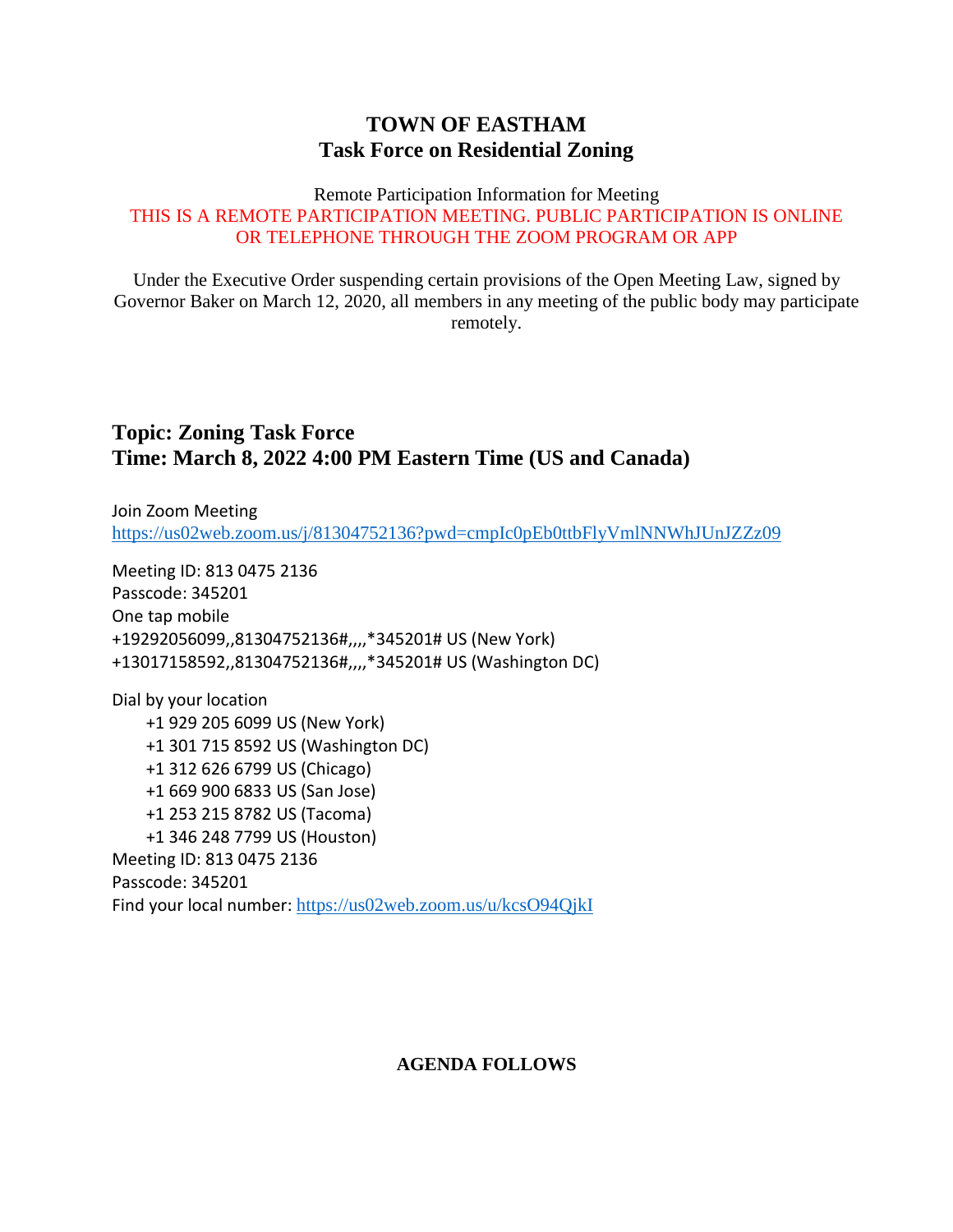# TOWN OF EASTHAM
## Task Force on Residential Zoning

Remote Participation Information for Meeting

THIS IS A REMOTE PARTICIPATION MEETING. PUBLIC PARTICIPATION IS ONLINE OR TELEPHONE THROUGH THE ZOOM PROGRAM OR APP

Under the Executive Order suspending certain provisions of the Open Meeting Law, signed by Governor Baker on March 12, 2020, all members in any meeting of the public body may participate remotely.

**Topic: Zoning Task Force**
**Time: March 8, 2022 4:00 PM Eastern Time (US and Canada)**

Join Zoom Meeting
https://us02web.zoom.us/j/81304752136?pwd=cmpIc0pEb0ttbFlyVmlNNWhJUnJZZz09

Meeting ID: 813 0475 2136
Passcode: 345201
One tap mobile
+19292056099,,81304752136#,,,,*345201# US (New York)
+13017158592,,81304752136#,,,,*345201# US (Washington DC)

Dial by your location
+1 929 205 6099 US (New York)
+1 301 715 8592 US (Washington DC)
+1 312 626 6799 US (Chicago)
+1 669 900 6833 US (San Jose)
+1 253 215 8782 US (Tacoma)
+1 346 248 7799 US (Houston)
Meeting ID: 813 0475 2136
Passcode: 345201
Find your local number: https://us02web.zoom.us/u/kcsO94QjkI

**AGENDA FOLLOWS**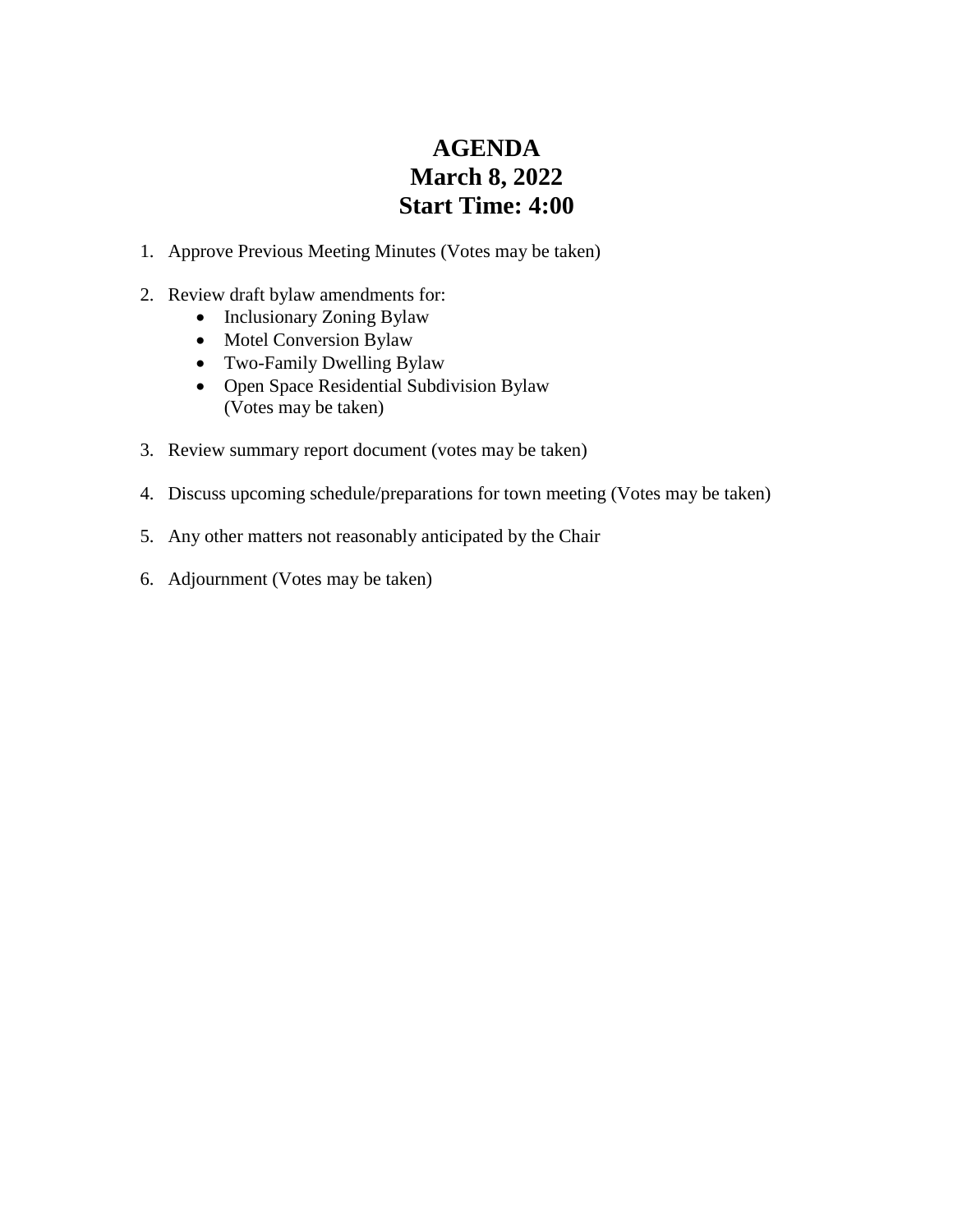# AGENDA
# March 8, 2022
# Start Time: 4:00

1. Approve Previous Meeting Minutes (Votes may be taken)

2. Review draft bylaw amendments for:
   - Inclusionary Zoning Bylaw
   - Motel Conversion Bylaw
   - Two-Family Dwelling Bylaw
   - Open Space Residential Subdivision Bylaw
     (Votes may be taken)

3. Review summary report document (votes may be taken)

4. Discuss upcoming schedule/preparations for town meeting (Votes may be taken)

5. Any other matters not reasonably anticipated by the Chair

6. Adjournment (Votes may be taken)